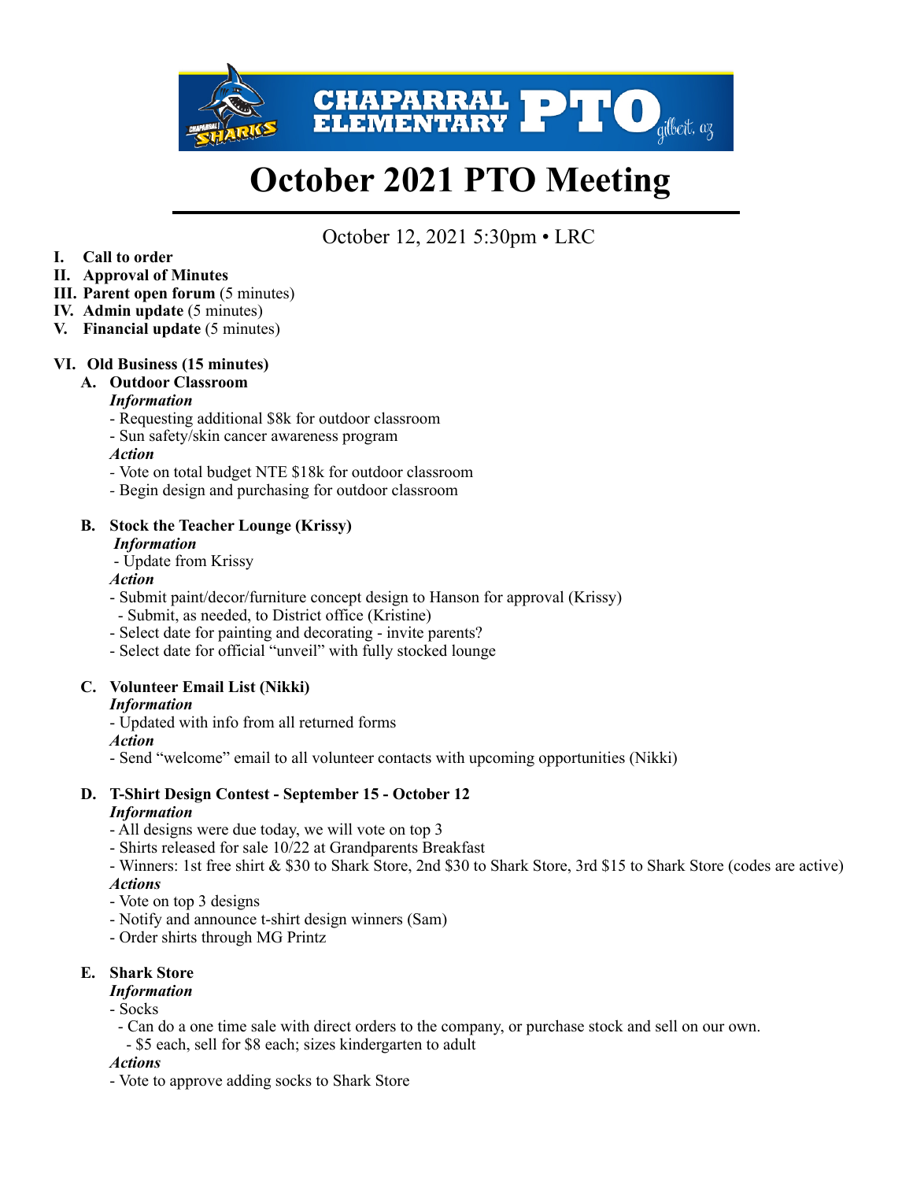# October 2021 PTO Meeting

October 12, 2021 5:30pm • LRC

- **I. Call to order**
- **II. Approval of Minutes**
- **III. Parent open forum** (5 minutes)
- **IV. Admin update** (5 minutes)
- **V. Financial update** (5 minutes)

## VI. Old Business (15 minutes)

### A. Outdoor Classroom

***Information***

- Requesting additional $8k for outdoor classroom
- Sun safety/skin cancer awareness program

***Action***

- Vote on total budget NTE $18k for outdoor classroom
- Begin design and purchasing for outdoor classroom

### B. Stock the Teacher Lounge (Krissy)

***Information***

- Update from Krissy

***Action***

- Submit paint/decor/furniture concept design to Hanson for approval (Krissy)
  - Submit, as needed, to District office (Kristine)
- Select date for painting and decorating - invite parents?
- Select date for official "unveil" with fully stocked lounge

### C. Volunteer Email List (Nikki)

***Information***

- Updated with info from all returned forms

***Action***

- Send "welcome" email to all volunteer contacts with upcoming opportunities (Nikki)

### D. T-Shirt Design Contest - September 15 - October 12

***Information***

- All designs were due today, we will vote on top 3
- Shirts released for sale 10/22 at Grandparents Breakfast
- Winners: 1st free shirt & $30 to Shark Store, 2nd $30 to Shark Store, 3rd $15 to Shark Store (codes are active)

***Actions***

- Vote on top 3 designs
- Notify and announce t-shirt design winners (Sam)
- Order shirts through MG Printz

### E. Shark Store

***Information***

- Socks
  - Can do a one time sale with direct orders to the company, or purchase stock and sell on our own.
    - $5 each, sell for $8 each; sizes kindergarten to adult

***Actions***

- Vote to approve adding socks to Shark Store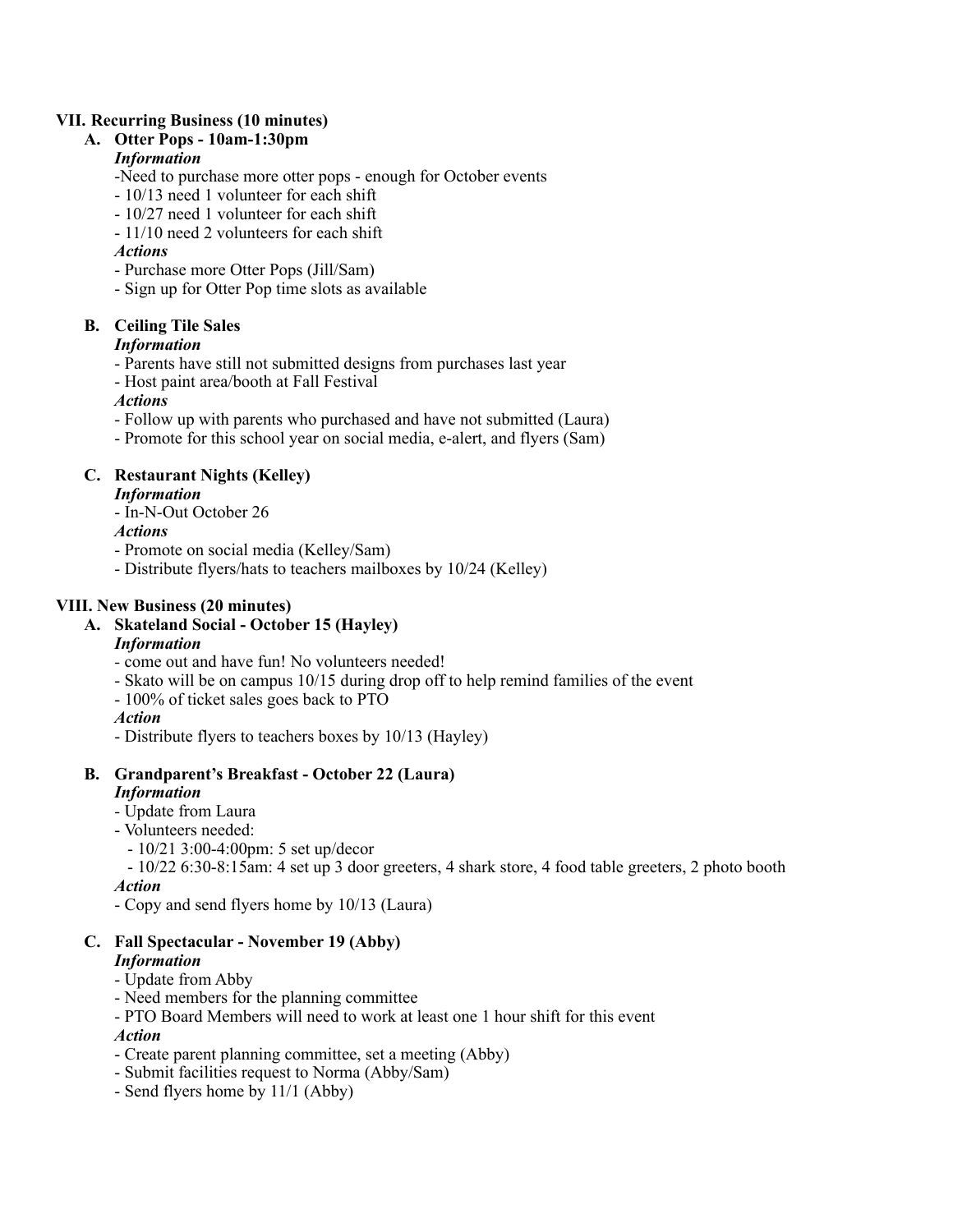## VII. Recurring Business (10 minutes)

### A. Otter Pops - 10am-1:30pm

***Information***

-Need to purchase more otter pops - enough for October events
- 10/13 need 1 volunteer for each shift
- 10/27 need 1 volunteer for each shift
- 11/10 need 2 volunteers for each shift

***Actions***

- Purchase more Otter Pops (Jill/Sam)
- Sign up for Otter Pop time slots as available

### B. Ceiling Tile Sales

***Information***

- Parents have still not submitted designs from purchases last year
- Host paint area/booth at Fall Festival

***Actions***

- Follow up with parents who purchased and have not submitted (Laura)
- Promote for this school year on social media, e-alert, and flyers (Sam)

### C. Restaurant Nights (Kelley)

***Information***

- In-N-Out October 26

***Actions***

- Promote on social media (Kelley/Sam)
- Distribute flyers/hats to teachers mailboxes by 10/24 (Kelley)

## VIII. New Business (20 minutes)

### A. Skateland Social - October 15 (Hayley)

***Information***

- come out and have fun! No volunteers needed!
- Skato will be on campus 10/15 during drop off to help remind families of the event
- 100% of ticket sales goes back to PTO

***Action***

- Distribute flyers to teachers boxes by 10/13 (Hayley)

### B. Grandparent's Breakfast - October 22 (Laura)

***Information***

- Update from Laura
- Volunteers needed:
  - 10/21 3:00-4:00pm: 5 set up/decor
  - 10/22 6:30-8:15am: 4 set up 3 door greeters, 4 shark store, 4 food table greeters, 2 photo booth

***Action***

- Copy and send flyers home by 10/13 (Laura)

### C. Fall Spectacular - November 19 (Abby)

***Information***

- Update from Abby
- Need members for the planning committee
- PTO Board Members will need to work at least one 1 hour shift for this event

***Action***

- Create parent planning committee, set a meeting (Abby)
- Submit facilities request to Norma (Abby/Sam)
- Send flyers home by 11/1 (Abby)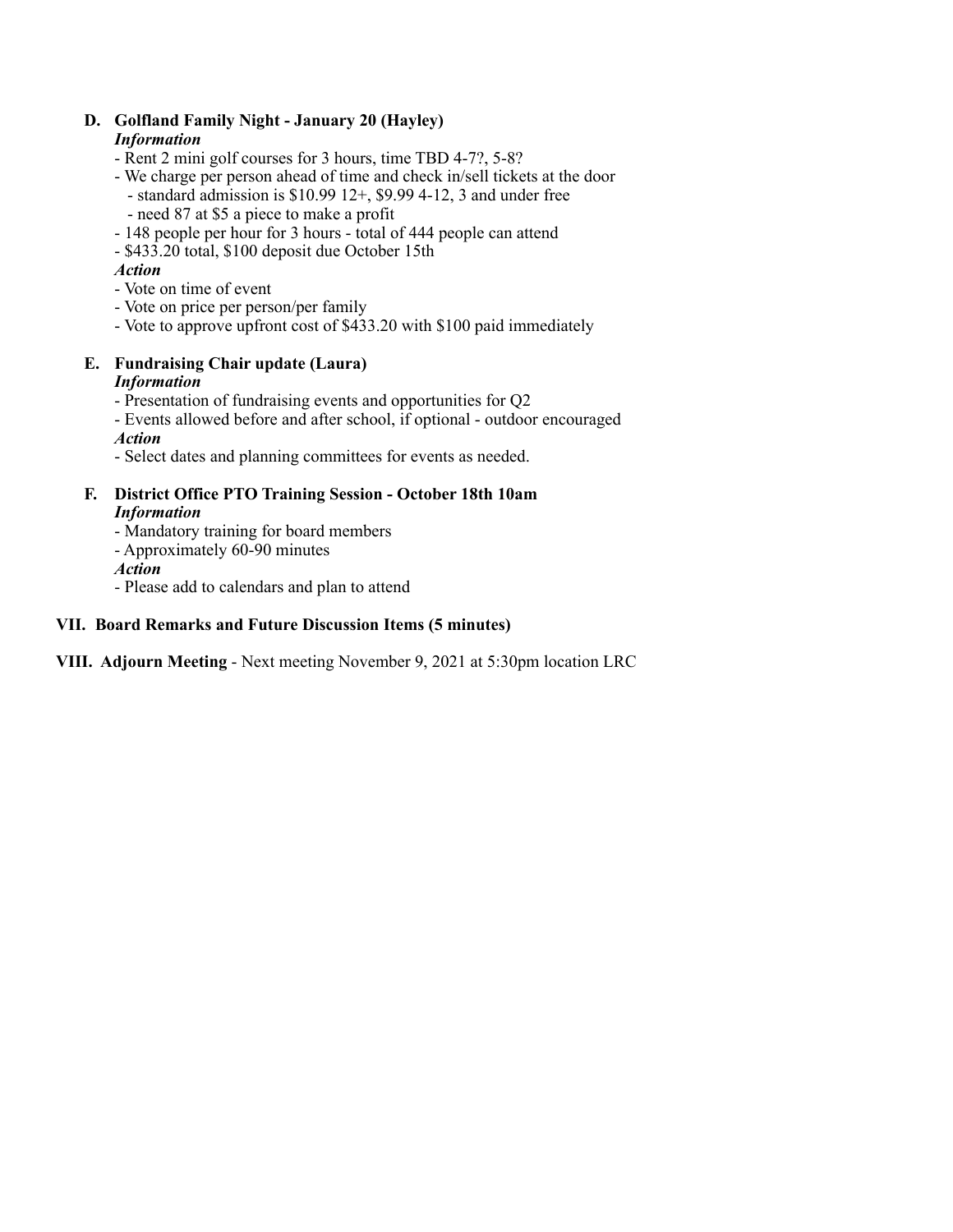**D. Golfland Family Night - January 20 (Hayley)**

***Information***

- Rent 2 mini golf courses for 3 hours, time TBD 4-7?, 5-8?
- We charge per person ahead of time and check in/sell tickets at the door
  - standard admission is $10.99 12+, $9.99 4-12, 3 and under free
  - need 87 at $5 a piece to make a profit
- 148 people per hour for 3 hours - total of 444 people can attend
- $433.20 total, $100 deposit due October 15th

***Action***

- Vote on time of event
- Vote on price per person/per family
- Vote to approve upfront cost of $433.20 with $100 paid immediately

**E. Fundraising Chair update (Laura)**

***Information***

- Presentation of fundraising events and opportunities for Q2
- Events allowed before and after school, if optional - outdoor encouraged

***Action***

- Select dates and planning committees for events as needed.

**F. District Office PTO Training Session - October 18th 10am**

***Information***

- Mandatory training for board members
- Approximately 60-90 minutes

***Action***

- Please add to calendars and plan to attend

**VII. Board Remarks and Future Discussion Items (5 minutes)**

**VIII. Adjourn Meeting** - Next meeting November 9, 2021 at 5:30pm location LRC